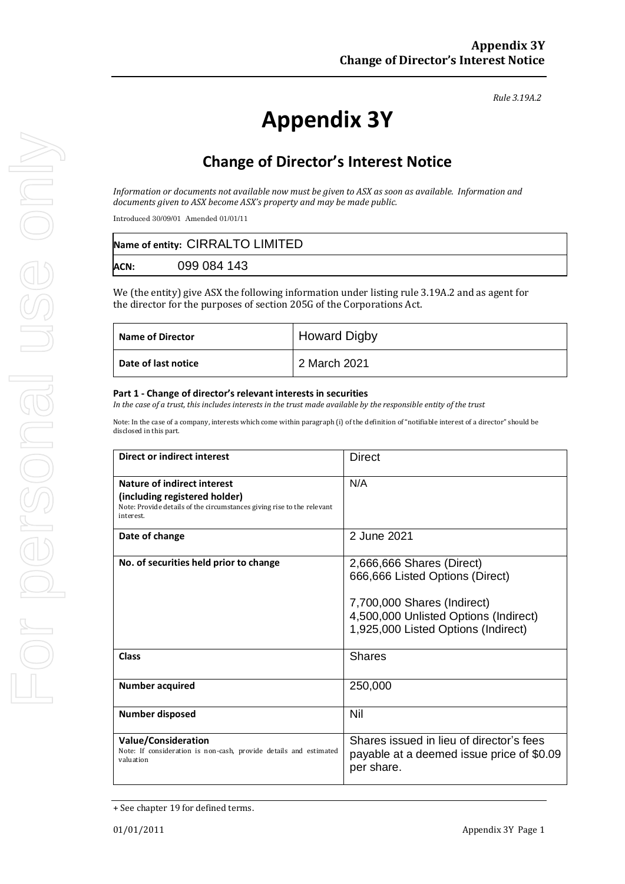*Rule 3.19A.2*

# Appendix 3Y

## Change of Director's Interest Notice

*Information or documents not available now must be given to ASX as soon as available. Information and documents given to ASX become ASX's property and may be made public.*

Introduced 30/09/01 Amended 01/01/11

| **Name of entity:** CIRRALTO LIMITED | |
|---|---|
| **ACN:** | 099 084 143 |

We (the entity) give ASX the following information under listing rule 3.19A.2 and as agent for the director for the purposes of section 205G of the Corporations Act.

| **Name of Director** | Howard Digby |
|---|---|
| **Date of last notice** | 2 March 2021 |

**Part 1 - Change of director's relevant interests in securities**

*In the case of a trust, this includes interests in the trust made available by the responsible entity of the trust*

Note: In the case of a company, interests which come within paragraph (i) of the definition of "notifiable interest of a director" should be disclosed in this part.

| **Direct or indirect interest** | Direct |
|---|---|
| **Nature of indirect interest (including registered holder)**<br>Note: Provide details of the circumstances giving rise to the relevant interest. | N/A |
| **Date of change** | 2 June 2021 |
| **No. of securities held prior to change** | 2,666,666 Shares (Direct)<br>666,666 Listed Options (Direct)<br><br>7,700,000 Shares (Indirect)<br>4,500,000 Unlisted Options (Indirect)<br>1,925,000 Listed Options (Indirect) |
| **Class** | Shares |
| **Number acquired** | 250,000 |
| **Number disposed** | Nil |
| **Value/Consideration**<br>Note: If consideration is non-cash, provide details and estimated valuation | Shares issued in lieu of director's fees payable at a deemed issue price of $0.09 per share. |

+ See chapter 19 for defined terms.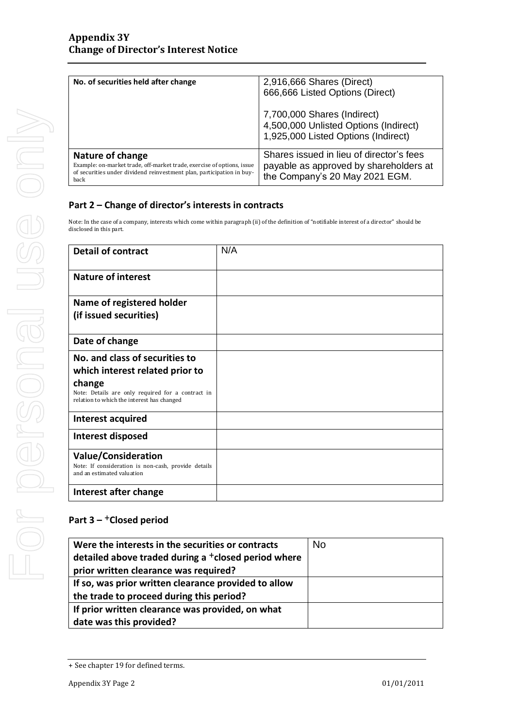| | |
|---|---|
| **No. of securities held after change** | 2,916,666 Shares (Direct)<br>666,666 Listed Options (Direct)<br><br>7,700,000 Shares (Indirect)<br>4,500,000 Unlisted Options (Indirect)<br>1,925,000 Listed Options (Indirect) |
| **Nature of change**<br>Example: on-market trade, off-market trade, exercise of options, issue of securities under dividend reinvestment plan, participation in buy-back | Shares issued in lieu of director's fees payable as approved by shareholders at the Company's 20 May 2021 EGM. |

## Part 2 – Change of director's interests in contracts

Note: In the case of a company, interests which come within paragraph (ii) of the definition of "notifiable interest of a director" should be disclosed in this part.

| | |
|---|---|
| **Detail of contract** | N/A |
| **Nature of interest** | |
| **Name of registered holder (if issued securities)** | |
| **Date of change** | |
| **No. and class of securities to which interest related prior to change**<br>Note: Details are only required for a contract in relation to which the interest has changed | |
| **Interest acquired** | |
| **Interest disposed** | |
| **Value/Consideration**<br>Note: If consideration is non-cash, provide details and an estimated valuation | |
| **Interest after change** | |

## Part 3 – +Closed period

| | |
|---|---|
| **Were the interests in the securities or contracts detailed above traded during a +closed period where prior written clearance was required?** | No |
| **If so, was prior written clearance provided to allow the trade to proceed during this period?** | |
| **If prior written clearance was provided, on what date was this provided?** | |

+ See chapter 19 for defined terms.